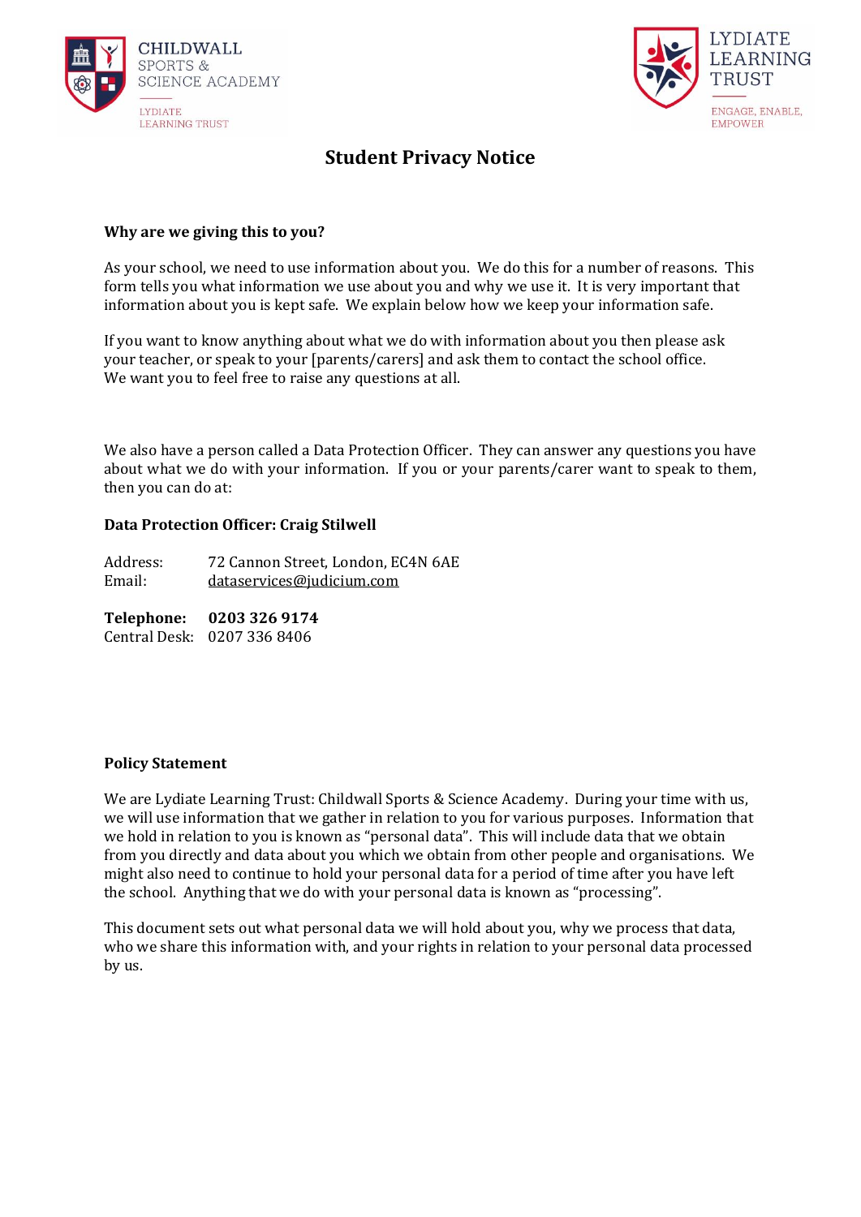CHILDWALL SPORTS & SCIENCE ACADEMY
LYDIATE LEARNING TRUST

LYDIATE LEARNING TRUST
ENGAGE, ENABLE, EMPOWER

# Student Privacy Notice

**Why are we giving this to you?**

As your school, we need to use information about you. We do this for a number of reasons. This form tells you what information we use about you and why we use it. It is very important that information about you is kept safe. We explain below how we keep your information safe.

If you want to know anything about what we do with information about you then please ask your teacher, or speak to your [parents/carers] and ask them to contact the school office. We want you to feel free to raise any questions at all.

We also have a person called a Data Protection Officer. They can answer any questions you have about what we do with your information. If you or your parents/carer want to speak to them, then you can do at:

**Data Protection Officer: Craig Stilwell**

Address: 72 Cannon Street, London, EC4N 6AE
Email: dataservices@judicium.com

**Telephone: 0203 326 9174**
Central Desk: 0207 336 8406

**Policy Statement**

We are Lydiate Learning Trust: Childwall Sports & Science Academy. During your time with us, we will use information that we gather in relation to you for various purposes. Information that we hold in relation to you is known as "personal data". This will include data that we obtain from you directly and data about you which we obtain from other people and organisations. We might also need to continue to hold your personal data for a period of time after you have left the school. Anything that we do with your personal data is known as "processing".

This document sets out what personal data we will hold about you, why we process that data, who we share this information with, and your rights in relation to your personal data processed by us.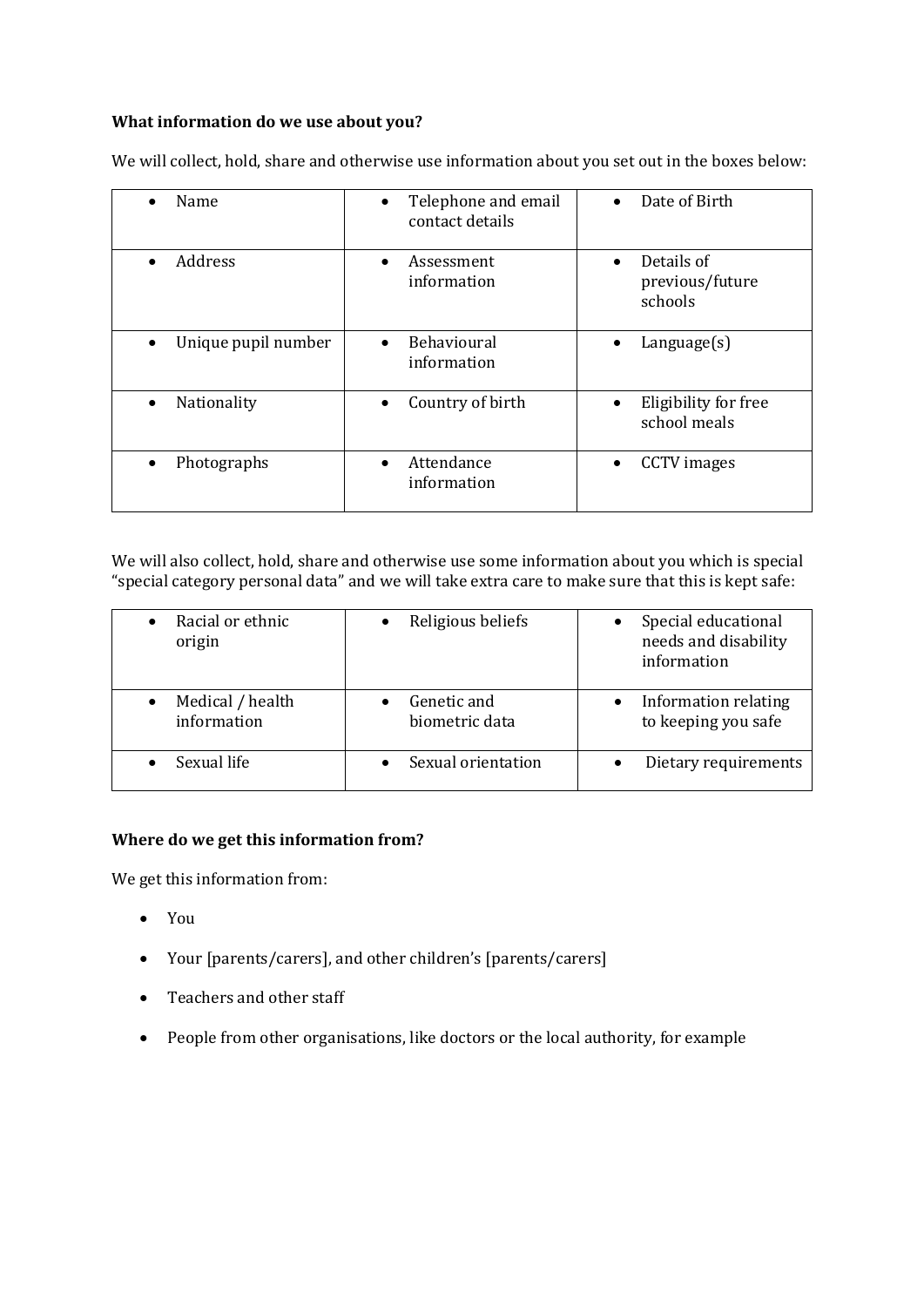**What information do we use about you?**

We will collect, hold, share and otherwise use information about you set out in the boxes below:

| | | |
|---|---|---|
| • Name | • Telephone and email contact details | • Date of Birth |
| • Address | • Assessment information | • Details of previous/future schools |
| • Unique pupil number | • Behavioural information | • Language(s) |
| • Nationality | • Country of birth | • Eligibility for free school meals |
| • Photographs | • Attendance information | • CCTV images |

We will also collect, hold, share and otherwise use some information about you which is special "special category personal data" and we will take extra care to make sure that this is kept safe:

| | | |
|---|---|---|
| • Racial or ethnic origin | • Religious beliefs | • Special educational needs and disability information |
| • Medical / health information | • Genetic and biometric data | • Information relating to keeping you safe |
| • Sexual life | • Sexual orientation | • Dietary requirements |

**Where do we get this information from?**

We get this information from:

- You
- Your [parents/carers], and other children's [parents/carers]
- Teachers and other staff
- People from other organisations, like doctors or the local authority, for example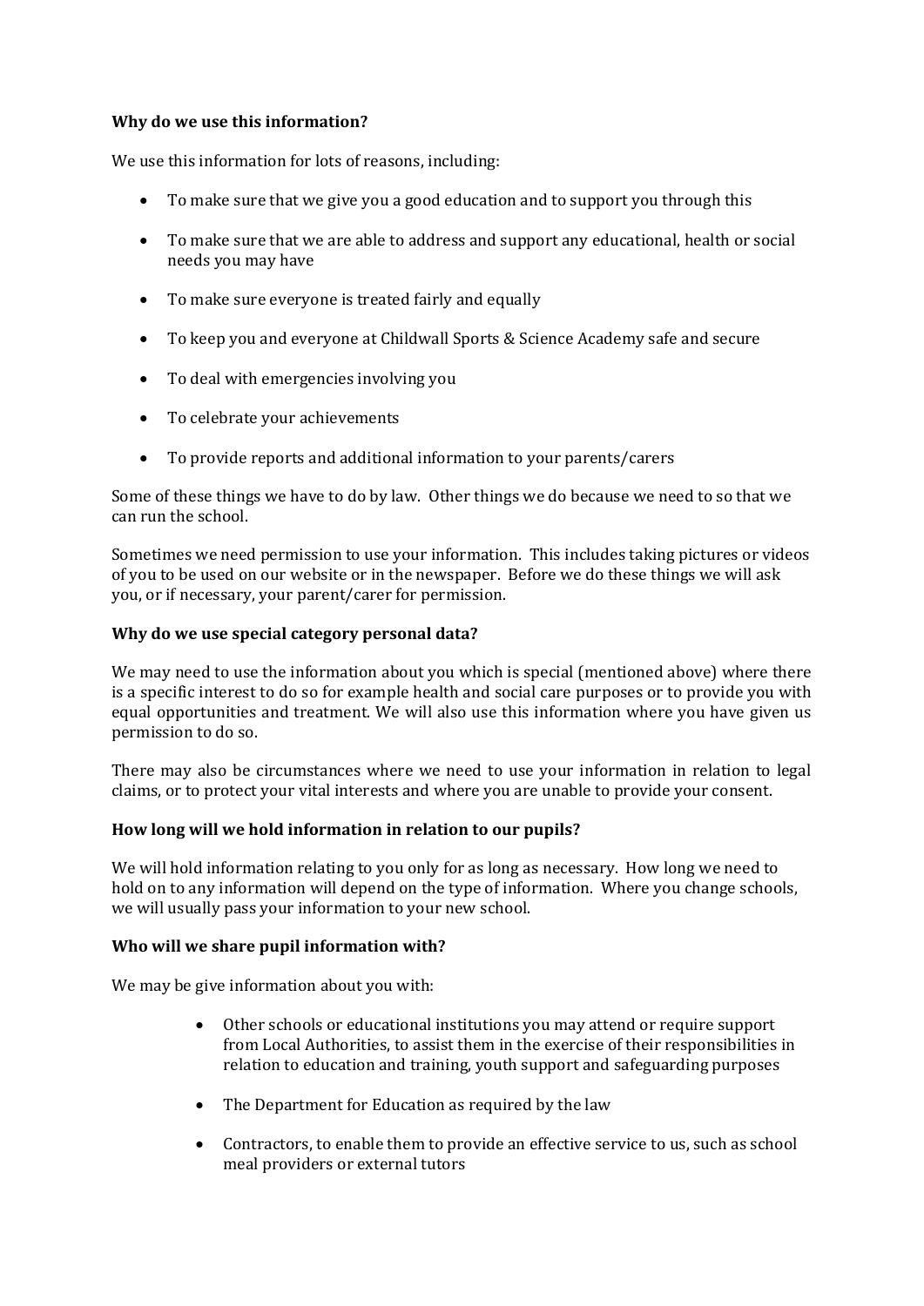**Why do we use this information?**

We use this information for lots of reasons, including:

- To make sure that we give you a good education and to support you through this
- To make sure that we are able to address and support any educational, health or social needs you may have
- To make sure everyone is treated fairly and equally
- To keep you and everyone at Childwall Sports & Science Academy safe and secure
- To deal with emergencies involving you
- To celebrate your achievements
- To provide reports and additional information to your parents/carers

Some of these things we have to do by law. Other things we do because we need to so that we can run the school.

Sometimes we need permission to use your information. This includes taking pictures or videos of you to be used on our website or in the newspaper. Before we do these things we will ask you, or if necessary, your parent/carer for permission.

**Why do we use special category personal data?**

We may need to use the information about you which is special (mentioned above) where there is a specific interest to do so for example health and social care purposes or to provide you with equal opportunities and treatment. We will also use this information where you have given us permission to do so.

There may also be circumstances where we need to use your information in relation to legal claims, or to protect your vital interests and where you are unable to provide your consent.

**How long will we hold information in relation to our pupils?**

We will hold information relating to you only for as long as necessary. How long we need to hold on to any information will depend on the type of information. Where you change schools, we will usually pass your information to your new school.

**Who will we share pupil information with?**

We may be give information about you with:

- Other schools or educational institutions you may attend or require support from Local Authorities, to assist them in the exercise of their responsibilities in relation to education and training, youth support and safeguarding purposes
- The Department for Education as required by the law
- Contractors, to enable them to provide an effective service to us, such as school meal providers or external tutors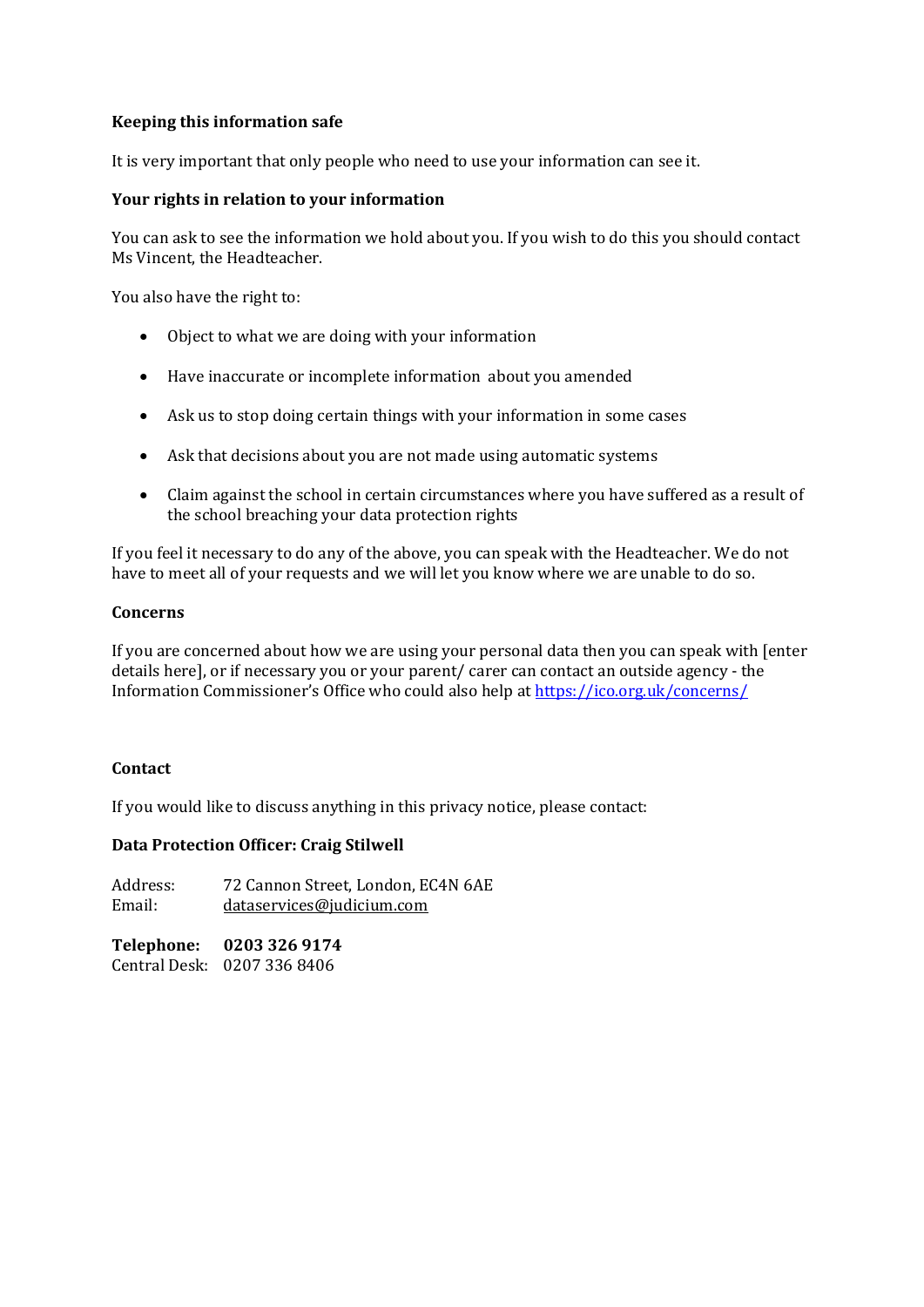**Keeping this information safe**

It is very important that only people who need to use your information can see it.

**Your rights in relation to your information**

You can ask to see the information we hold about you. If you wish to do this you should contact Ms Vincent, the Headteacher.

You also have the right to:

- Object to what we are doing with your information
- Have inaccurate or incomplete information about you amended
- Ask us to stop doing certain things with your information in some cases
- Ask that decisions about you are not made using automatic systems
- Claim against the school in certain circumstances where you have suffered as a result of the school breaching your data protection rights

If you feel it necessary to do any of the above, you can speak with the Headteacher. We do not have to meet all of your requests and we will let you know where we are unable to do so.

**Concerns**

If you are concerned about how we are using your personal data then you can speak with [enter details here], or if necessary you or your parent/ carer can contact an outside agency - the Information Commissioner's Office who could also help at https://ico.org.uk/concerns/

**Contact**

If you would like to discuss anything in this privacy notice, please contact:

**Data Protection Officer: Craig Stilwell**

Address: 72 Cannon Street, London, EC4N 6AE
Email: dataservices@judicium.com

**Telephone: 0203 326 9174**
Central Desk: 0207 336 8406